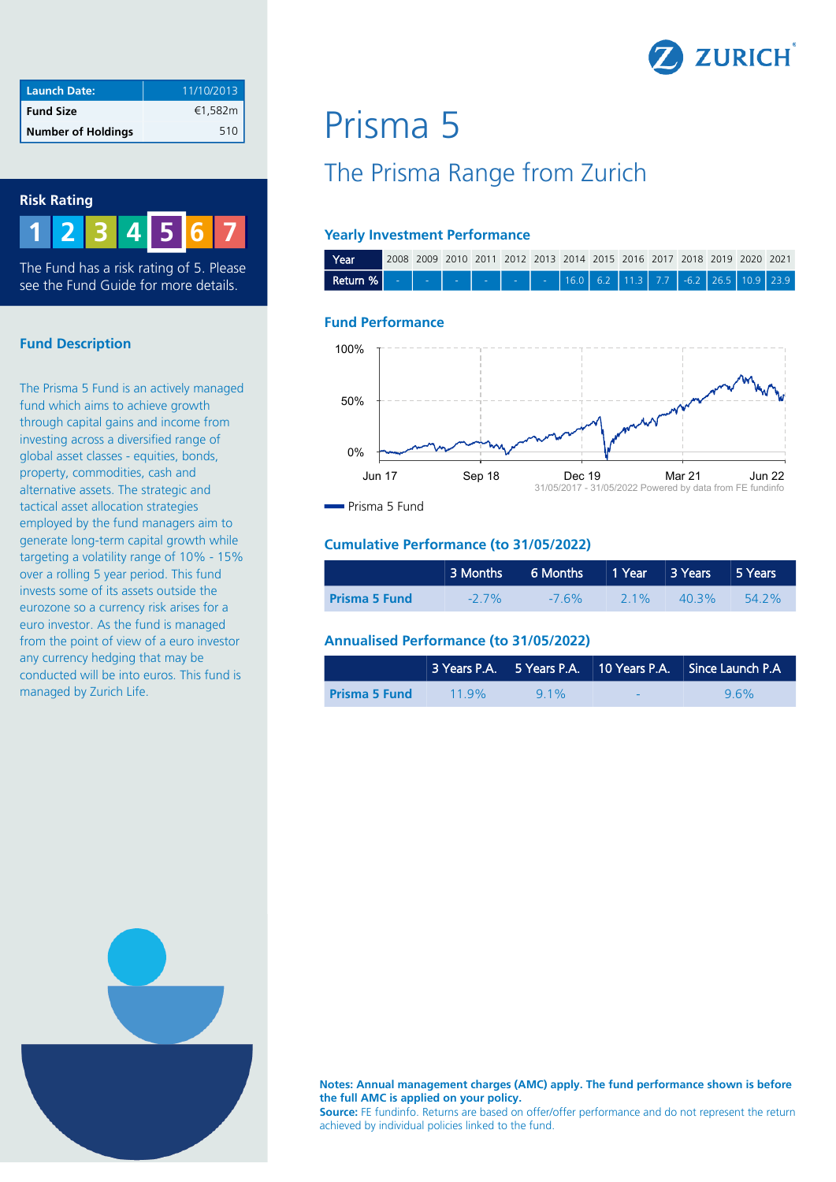ZURICH

| Launch Date: | 11/10/2013 |
| --- | --- |
| Fund Size | €1,582m |
| Number of Holdings | 510 |

## Risk Rating

1 2 3 4 **5** 6 7

The Fund has a risk rating of 5. Please see the Fund Guide for more details.

## Fund Description

The Prisma 5 Fund is an actively managed fund which aims to achieve growth through capital gains and income from investing across a diversified range of global asset classes - equities, bonds, property, commodities, cash and alternative assets. The strategic and tactical asset allocation strategies employed by the fund managers aim to generate long-term capital growth while targeting a volatility range of 10% - 15% over a rolling 5 year period. This fund invests some of its assets outside the eurozone so a currency risk arises for a euro investor. As the fund is managed from the point of view of a euro investor any currency hedging that may be conducted will be into euros. This fund is managed by Zurich Life.

# Prisma 5

## The Prisma Range from Zurich

### Yearly Investment Performance

| Year | 2008 | 2009 | 2010 | 2011 | 2012 | 2013 | 2014 | 2015 | 2016 | 2017 | 2018 | 2019 | 2020 | 2021 |
| --- | --- | --- | --- | --- | --- | --- | --- | --- | --- | --- | --- | --- | --- | --- |
| Return % | - | - | - | - | - | - | 16.0 | 6.2 | 11.3 | 7.7 | -6.2 | 26.5 | 10.9 | 23.9 |

### Fund Performance

31/05/2017 - 31/05/2022 Powered by data from FE fundinfo

Prisma 5 Fund

### Cumulative Performance (to 31/05/2022)

| | 3 Months | 6 Months | 1 Year | 3 Years | 5 Years |
| --- | --- | --- | --- | --- | --- |
| **Prisma 5 Fund** | -2.7% | -7.6% | 2.1% | 40.3% | 54.2% |

### Annualised Performance (to 31/05/2022)

| | 3 Years P.A. | 5 Years P.A. | 10 Years P.A. | Since Launch P.A |
| --- | --- | --- | --- | --- |
| **Prisma 5 Fund** | 11.9% | 9.1% | - | 9.6% |

**Notes: Annual management charges (AMC) apply. The fund performance shown is before the full AMC is applied on your policy.**
**Source:** FE fundinfo. Returns are based on offer/offer performance and do not represent the return achieved by individual policies linked to the fund.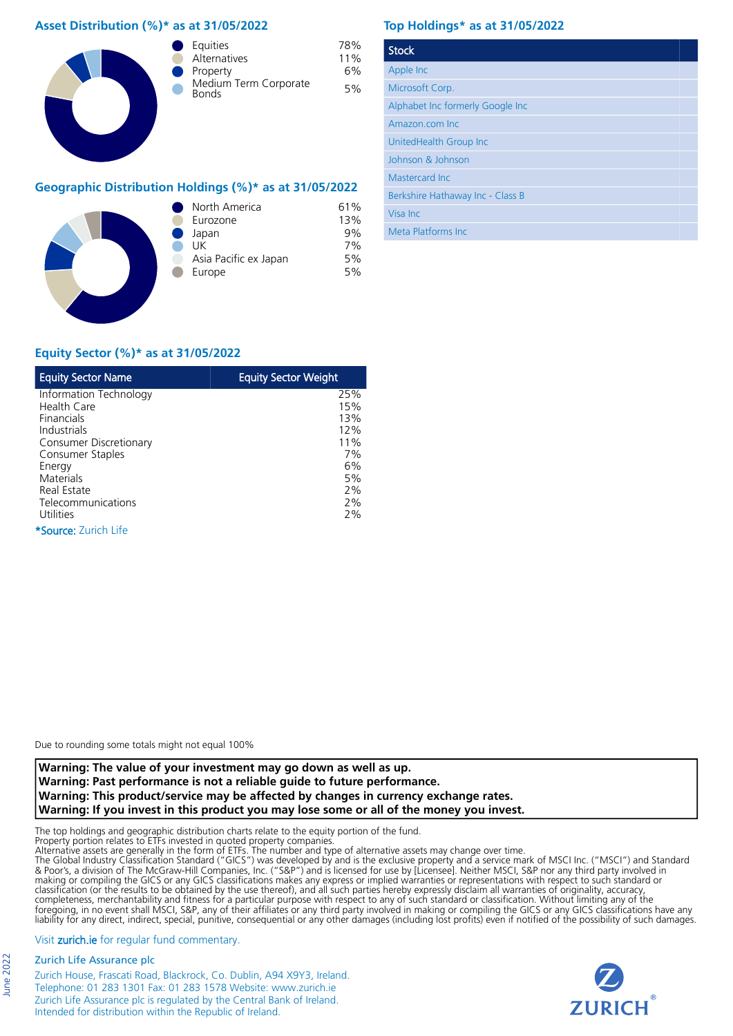## Asset Distribution (%)* as at 31/05/2022

Equities 78%
Alternatives 11%
Property 6%
Medium Term Corporate Bonds 5%

## Geographic Distribution Holdings (%)* as at 31/05/2022

North America 61%
Eurozone 13%
Japan 9%
UK 7%
Asia Pacific ex Japan 5%
Europe 5%

## Equity Sector (%)* as at 31/05/2022

| Equity Sector Name | Equity Sector Weight |
|---|---|
| Information Technology | 25% |
| Health Care | 15% |
| Financials | 13% |
| Industrials | 12% |
| Consumer Discretionary | 11% |
| Consumer Staples | 7% |
| Energy | 6% |
| Materials | 5% |
| Real Estate | 2% |
| Telecommunications | 2% |
| Utilities | 2% |

*Source: Zurich Life

## Top Holdings* as at 31/05/2022

| Stock |
|---|
| Apple Inc |
| Microsoft Corp. |
| Alphabet Inc formerly Google Inc |
| Amazon.com Inc |
| UnitedHealth Group Inc |
| Johnson & Johnson |
| Mastercard Inc |
| Berkshire Hathaway Inc - Class B |
| Visa Inc |
| Meta Platforms Inc |

Due to rounding some totals might not equal 100%

**Warning: The value of your investment may go down as well as up.**
**Warning: Past performance is not a reliable guide to future performance.**
**Warning: This product/service may be affected by changes in currency exchange rates.**
**Warning: If you invest in this product you may lose some or all of the money you invest.**

The top holdings and geographic distribution charts relate to the equity portion of the fund.
Property portion relates to ETFs invested in quoted property companies.
Alternative assets are generally in the form of ETFs. The number and type of alternative assets may change over time.
The Global Industry Classification Standard ("GICS") was developed by and is the exclusive property and a service mark of MSCI Inc. ("MSCI") and Standard & Poor's, a division of The McGraw-Hill Companies, Inc. ("S&P") and is licensed for use by [Licensee]. Neither MSCI, S&P nor any third party involved in making or compiling the GICS or any GICS classifications makes any express or implied warranties or representations with respect to such standard or classification (or the results to be obtained by the use thereof), and all such parties hereby expressly disclaim all warranties of originality, accuracy, completeness, merchantability and fitness for a particular purpose with respect to any of such standard or classification. Without limiting any of the foregoing, in no event shall MSCI, S&P, any of their affiliates or any third party involved in making or compiling the GICS or any GICS classifications have any liability for any direct, indirect, special, punitive, consequential or any other damages (including lost profits) even if notified of the possibility of such damages.

Visit zurich.ie for regular fund commentary.

Zurich Life Assurance plc
Zurich House, Frascati Road, Blackrock, Co. Dublin, A94 X9Y3, Ireland.
Telephone: 01 283 1301 Fax: 01 283 1578 Website: www.zurich.ie
Zurich Life Assurance plc is regulated by the Central Bank of Ireland.
Intended for distribution within the Republic of Ireland.

June 2022

ZURICH®